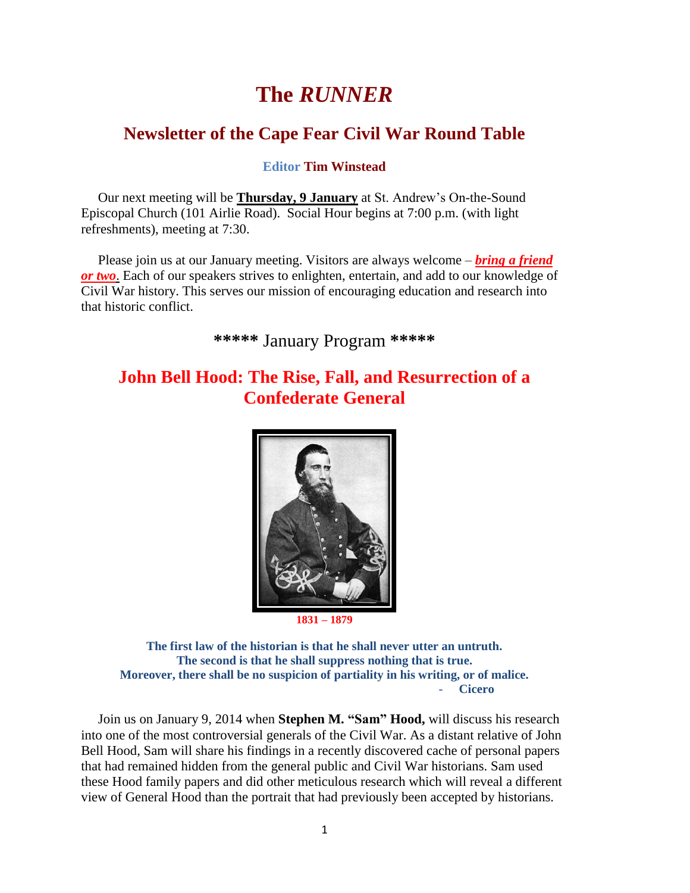# The *RUNNER*

## Newsletter of the Cape Fear Civil War Round Table

**Editor Tim Winstead**

Our next meeting will be **Thursday, 9 January** at St. Andrew's On-the-Sound Episcopal Church (101 Airlie Road). Social Hour begins at 7:00 p.m. (with light refreshments), meeting at 7:30.

Please join us at our January meeting. Visitors are always welcome – ***bring a friend or two***. Each of our speakers strives to enlighten, entertain, and add to our knowledge of Civil War history. This serves our mission of encouraging education and research into that historic conflict.

***** January Program *****

## John Bell Hood: The Rise, Fall, and Resurrection of a Confederate General

**1831 – 1879**

**The first law of the historian is that he shall never utter an untruth.**
**The second is that he shall suppress nothing that is true.**
**Moreover, there shall be no suspicion of partiality in his writing, or of malice.**
**- Cicero**

Join us on January 9, 2014 when **Stephen M. "Sam" Hood,** will discuss his research into one of the most controversial generals of the Civil War. As a distant relative of John Bell Hood, Sam will share his findings in a recently discovered cache of personal papers that had remained hidden from the general public and Civil War historians. Sam used these Hood family papers and did other meticulous research which will reveal a different view of General Hood than the portrait that had previously been accepted by historians.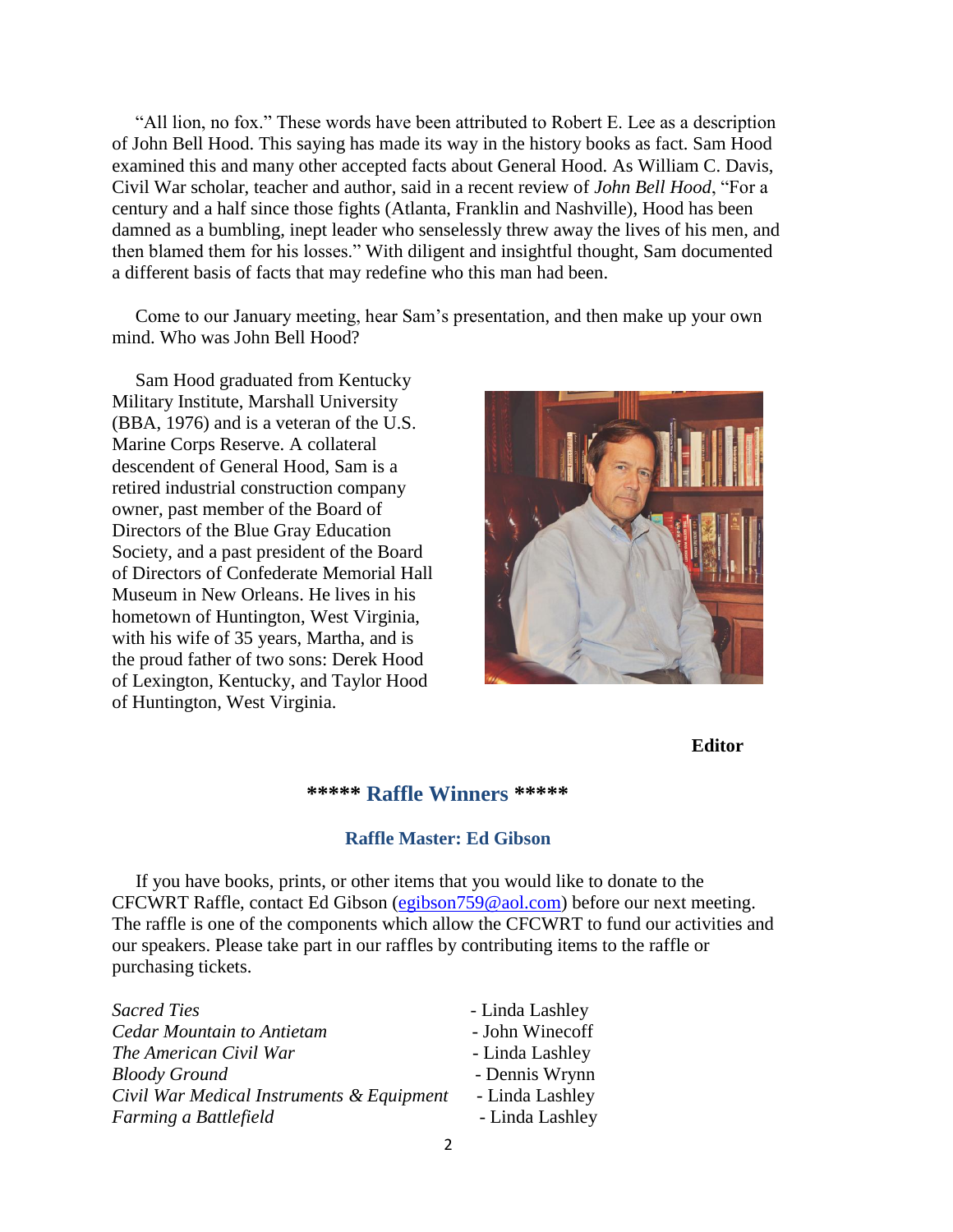"All lion, no fox." These words have been attributed to Robert E. Lee as a description of John Bell Hood. This saying has made its way in the history books as fact. Sam Hood examined this and many other accepted facts about General Hood. As William C. Davis, Civil War scholar, teacher and author, said in a recent review of *John Bell Hood*, "For a century and a half since those fights (Atlanta, Franklin and Nashville), Hood has been damned as a bumbling, inept leader who senselessly threw away the lives of his men, and then blamed them for his losses." With diligent and insightful thought, Sam documented a different basis of facts that may redefine who this man had been.

Come to our January meeting, hear Sam's presentation, and then make up your own mind. Who was John Bell Hood?

Sam Hood graduated from Kentucky Military Institute, Marshall University (BBA, 1976) and is a veteran of the U.S. Marine Corps Reserve. A collateral descendent of General Hood, Sam is a retired industrial construction company owner, past member of the Board of Directors of the Blue Gray Education Society, and a past president of the Board of Directors of Confederate Memorial Hall Museum in New Orleans. He lives in his hometown of Huntington, West Virginia, with his wife of 35 years, Martha, and is the proud father of two sons: Derek Hood of Lexington, Kentucky, and Taylor Hood of Huntington, West Virginia.

**Editor**

## ***** Raffle Winners *****

### Raffle Master: Ed Gibson

If you have books, prints, or other items that you would like to donate to the CFCWRT Raffle, contact Ed Gibson (egibson759@aol.com) before our next meeting. The raffle is one of the components which allow the CFCWRT to fund our activities and our speakers. Please take part in our raffles by contributing items to the raffle or purchasing tickets.

*Sacred Ties* - Linda Lashley
*Cedar Mountain to Antietam* - John Winecoff
*The American Civil War* - Linda Lashley
*Bloody Ground* - Dennis Wrynn
*Civil War Medical Instruments & Equipment* - Linda Lashley
*Farming a Battlefield* - Linda Lashley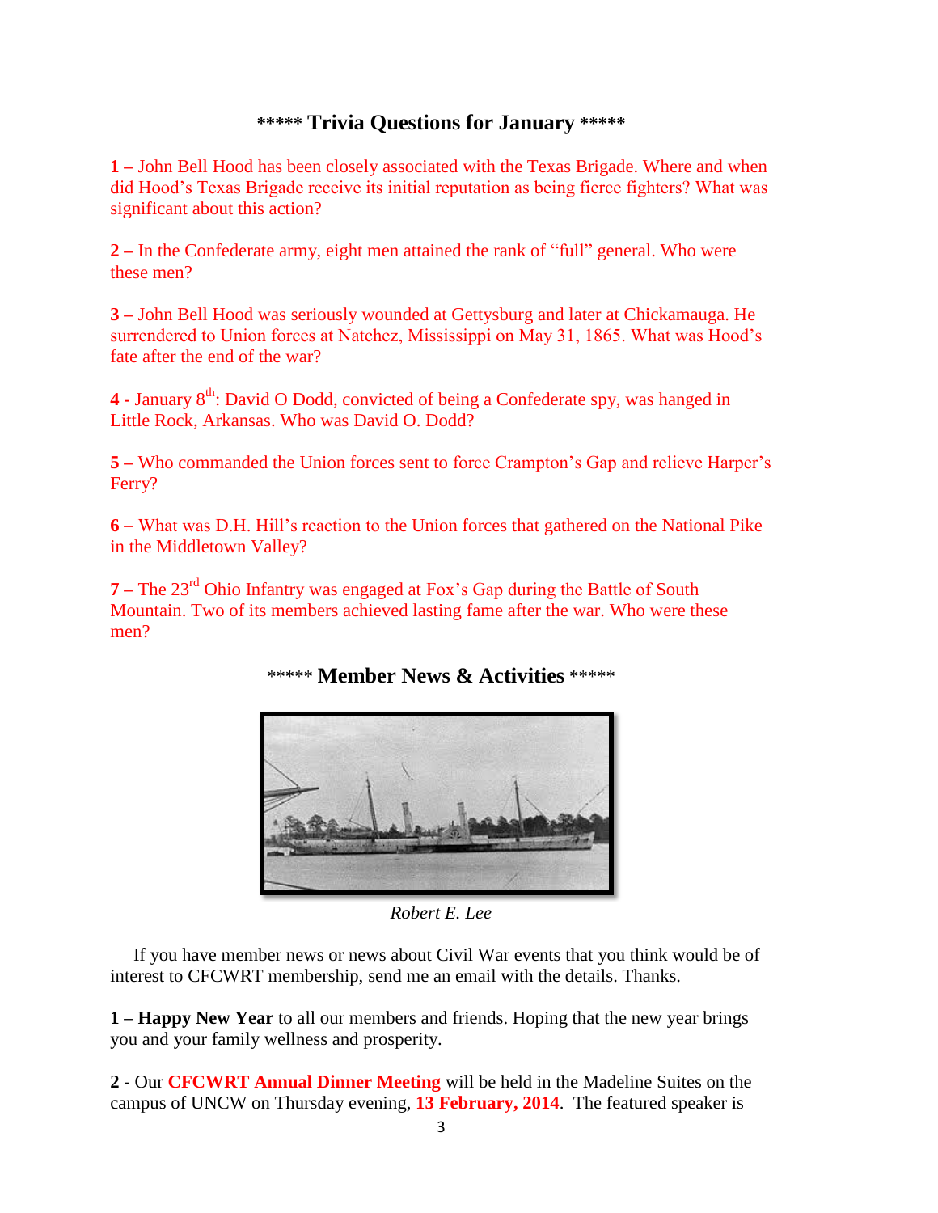## ***** Trivia Questions for January *****

**1 –** John Bell Hood has been closely associated with the Texas Brigade. Where and when did Hood's Texas Brigade receive its initial reputation as being fierce fighters? What was significant about this action?

**2 –** In the Confederate army, eight men attained the rank of "full" general. Who were these men?

**3 –** John Bell Hood was seriously wounded at Gettysburg and later at Chickamauga. He surrendered to Union forces at Natchez, Mississippi on May 31, 1865. What was Hood's fate after the end of the war?

**4 -** January 8th: David O Dodd, convicted of being a Confederate spy, was hanged in Little Rock, Arkansas. Who was David O. Dodd?

**5 –** Who commanded the Union forces sent to force Crampton's Gap and relieve Harper's Ferry?

**6** – What was D.H. Hill's reaction to the Union forces that gathered on the National Pike in the Middletown Valley?

**7 –** The 23rd Ohio Infantry was engaged at Fox's Gap during the Battle of South Mountain. Two of its members achieved lasting fame after the war. Who were these men?

## ***** Member News & Activities *****

*Robert E. Lee*

If you have member news or news about Civil War events that you think would be of interest to CFCWRT membership, send me an email with the details. Thanks.

**1 – Happy New Year** to all our members and friends. Hoping that the new year brings you and your family wellness and prosperity.

**2 -** Our **CFCWRT Annual Dinner Meeting** will be held in the Madeline Suites on the campus of UNCW on Thursday evening, **13 February, 2014**. The featured speaker is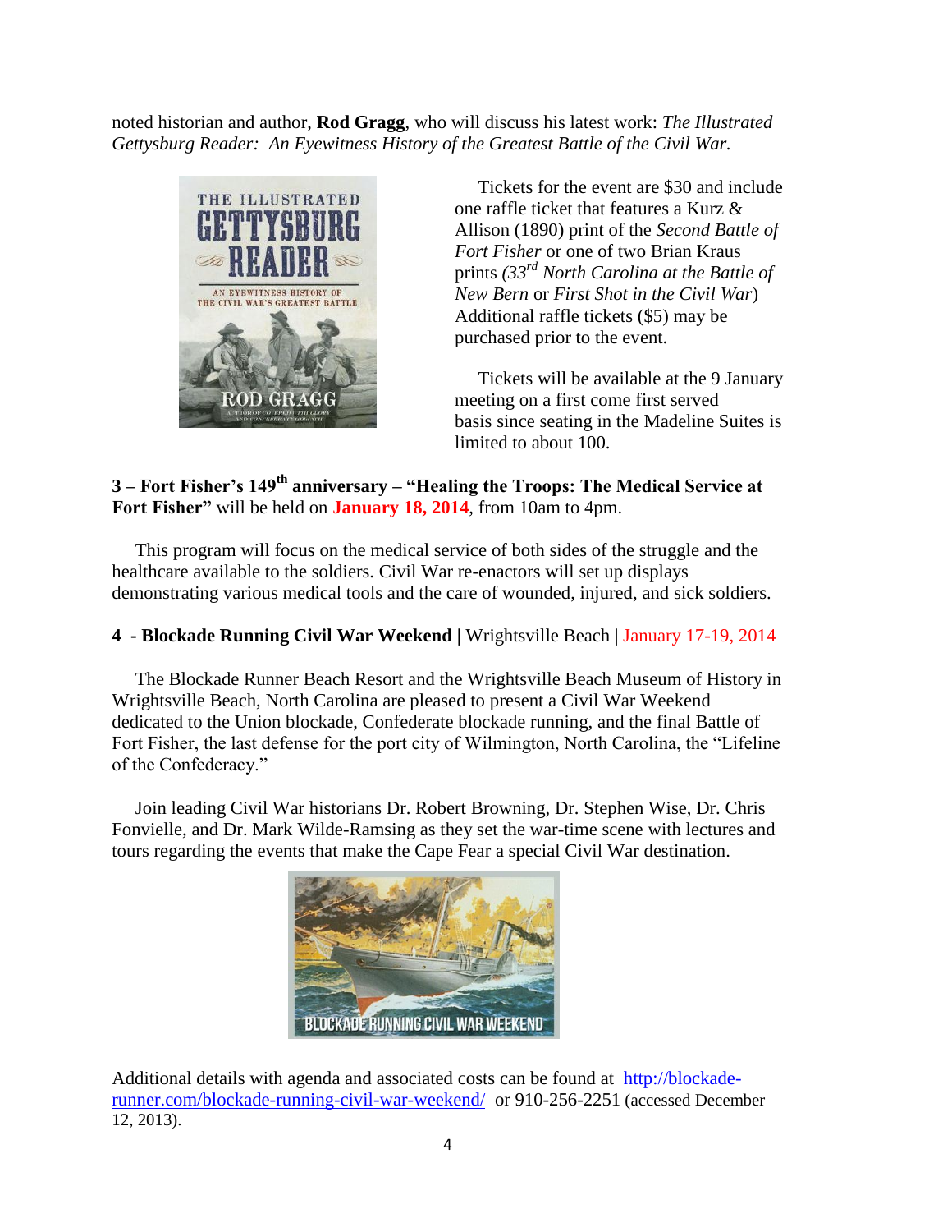noted historian and author, **Rod Gragg**, who will discuss his latest work: *The Illustrated Gettysburg Reader: An Eyewitness History of the Greatest Battle of the Civil War.*

Tickets for the event are $30 and include one raffle ticket that features a Kurz & Allison (1890) print of the *Second Battle of Fort Fisher* or one of two Brian Kraus prints *(33rd North Carolina at the Battle of New Bern* or *First Shot in the Civil War*) Additional raffle tickets ($5) may be purchased prior to the event.

Tickets will be available at the 9 January meeting on a first come first served basis since seating in the Madeline Suites is limited to about 100.

**3 – Fort Fisher's 149th anniversary – "Healing the Troops: The Medical Service at Fort Fisher"** will be held on **January 18, 2014**, from 10am to 4pm.

This program will focus on the medical service of both sides of the struggle and the healthcare available to the soldiers. Civil War re-enactors will set up displays demonstrating various medical tools and the care of wounded, injured, and sick soldiers.

**4 - Blockade Running Civil War Weekend |** Wrightsville Beach | January 17-19, 2014

The Blockade Runner Beach Resort and the Wrightsville Beach Museum of History in Wrightsville Beach, North Carolina are pleased to present a Civil War Weekend dedicated to the Union blockade, Confederate blockade running, and the final Battle of Fort Fisher, the last defense for the port city of Wilmington, North Carolina, the "Lifeline of the Confederacy."

Join leading Civil War historians Dr. Robert Browning, Dr. Stephen Wise, Dr. Chris Fonvielle, and Dr. Mark Wilde-Ramsing as they set the war-time scene with lectures and tours regarding the events that make the Cape Fear a special Civil War destination.

Additional details with agenda and associated costs can be found at [http://blockade-runner.com/blockade-running-civil-war-weekend/](http://blockade-runner.com/blockade-running-civil-war-weekend/) or 910-256-2251 (accessed December 12, 2013).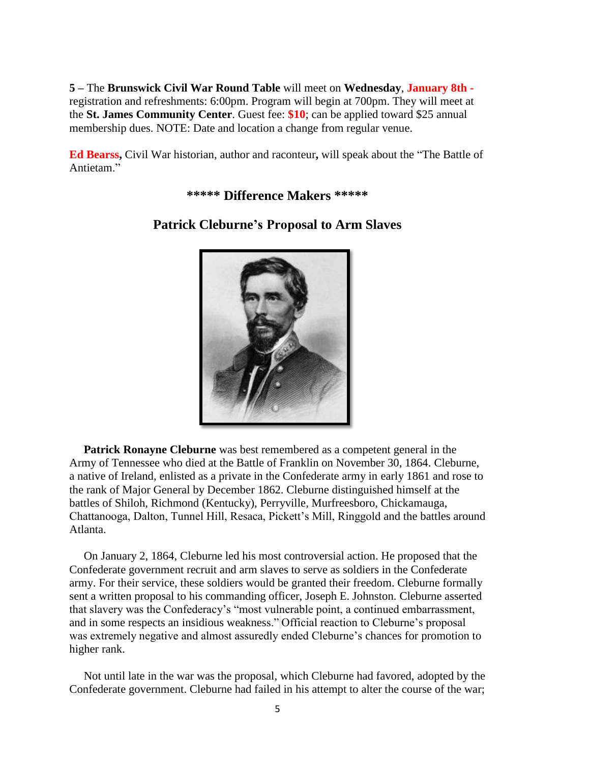**5 –** The **Brunswick Civil War Round Table** will meet on **Wednesday**, **January 8th -** registration and refreshments: 6:00pm. Program will begin at 700pm. They will meet at the **St. James Community Center**. Guest fee: **$10**; can be applied toward $25 annual membership dues. NOTE: Date and location a change from regular venue.

**Ed Bearss,** Civil War historian, author and raconteur**,** will speak about the "The Battle of Antietam."

## ***** Difference Makers *****

## Patrick Cleburne's Proposal to Arm Slaves

**Patrick Ronayne Cleburne** was best remembered as a competent general in the Army of Tennessee who died at the Battle of Franklin on November 30, 1864. Cleburne, a native of Ireland, enlisted as a private in the Confederate army in early 1861 and rose to the rank of Major General by December 1862. Cleburne distinguished himself at the battles of Shiloh, Richmond (Kentucky), Perryville, Murfreesboro, Chickamauga, Chattanooga, Dalton, Tunnel Hill, Resaca, Pickett's Mill, Ringgold and the battles around Atlanta.

On January 2, 1864, Cleburne led his most controversial action. He proposed that the Confederate government recruit and arm slaves to serve as soldiers in the Confederate army. For their service, these soldiers would be granted their freedom. Cleburne formally sent a written proposal to his commanding officer, Joseph E. Johnston. Cleburne asserted that slavery was the Confederacy's "most vulnerable point, a continued embarrassment, and in some respects an insidious weakness." Official reaction to Cleburne's proposal was extremely negative and almost assuredly ended Cleburne's chances for promotion to higher rank.

Not until late in the war was the proposal, which Cleburne had favored, adopted by the Confederate government. Cleburne had failed in his attempt to alter the course of the war;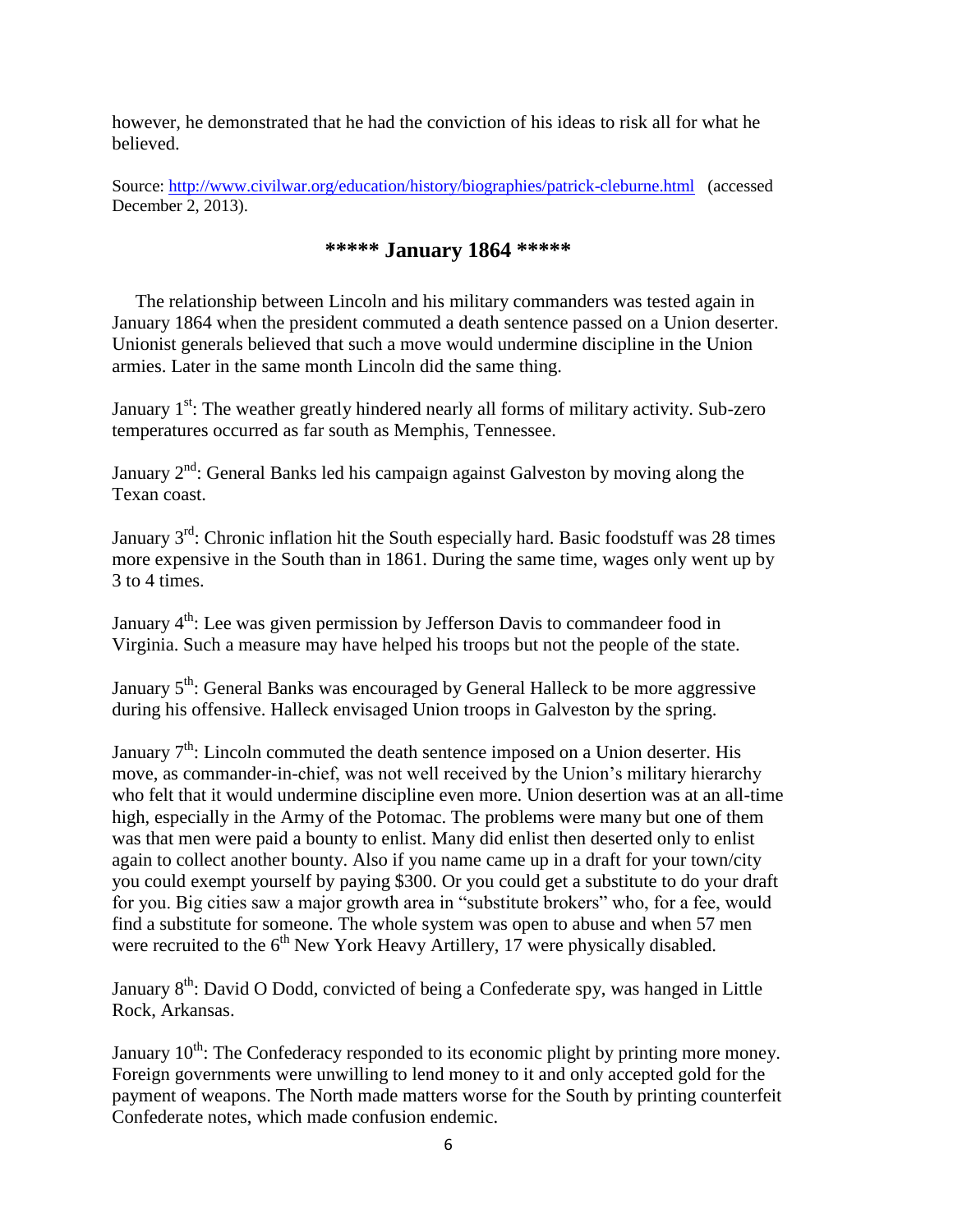however, he demonstrated that he had the conviction of his ideas to risk all for what he believed.

Source: http://www.civilwar.org/education/history/biographies/patrick-cleburne.html (accessed December 2, 2013).

## ***** January 1864 *****

The relationship between Lincoln and his military commanders was tested again in January 1864 when the president commuted a death sentence passed on a Union deserter. Unionist generals believed that such a move would undermine discipline in the Union armies. Later in the same month Lincoln did the same thing.

January 1st: The weather greatly hindered nearly all forms of military activity. Sub-zero temperatures occurred as far south as Memphis, Tennessee.

January 2nd: General Banks led his campaign against Galveston by moving along the Texan coast.

January 3rd: Chronic inflation hit the South especially hard. Basic foodstuff was 28 times more expensive in the South than in 1861. During the same time, wages only went up by 3 to 4 times.

January 4th: Lee was given permission by Jefferson Davis to commandeer food in Virginia. Such a measure may have helped his troops but not the people of the state.

January 5th: General Banks was encouraged by General Halleck to be more aggressive during his offensive. Halleck envisaged Union troops in Galveston by the spring.

January 7th: Lincoln commuted the death sentence imposed on a Union deserter. His move, as commander-in-chief, was not well received by the Union's military hierarchy who felt that it would undermine discipline even more. Union desertion was at an all-time high, especially in the Army of the Potomac. The problems were many but one of them was that men were paid a bounty to enlist. Many did enlist then deserted only to enlist again to collect another bounty. Also if you name came up in a draft for your town/city you could exempt yourself by paying $300. Or you could get a substitute to do your draft for you. Big cities saw a major growth area in "substitute brokers" who, for a fee, would find a substitute for someone. The whole system was open to abuse and when 57 men were recruited to the 6th New York Heavy Artillery, 17 were physically disabled.

January 8th: David O Dodd, convicted of being a Confederate spy, was hanged in Little Rock, Arkansas.

January 10th: The Confederacy responded to its economic plight by printing more money. Foreign governments were unwilling to lend money to it and only accepted gold for the payment of weapons. The North made matters worse for the South by printing counterfeit Confederate notes, which made confusion endemic.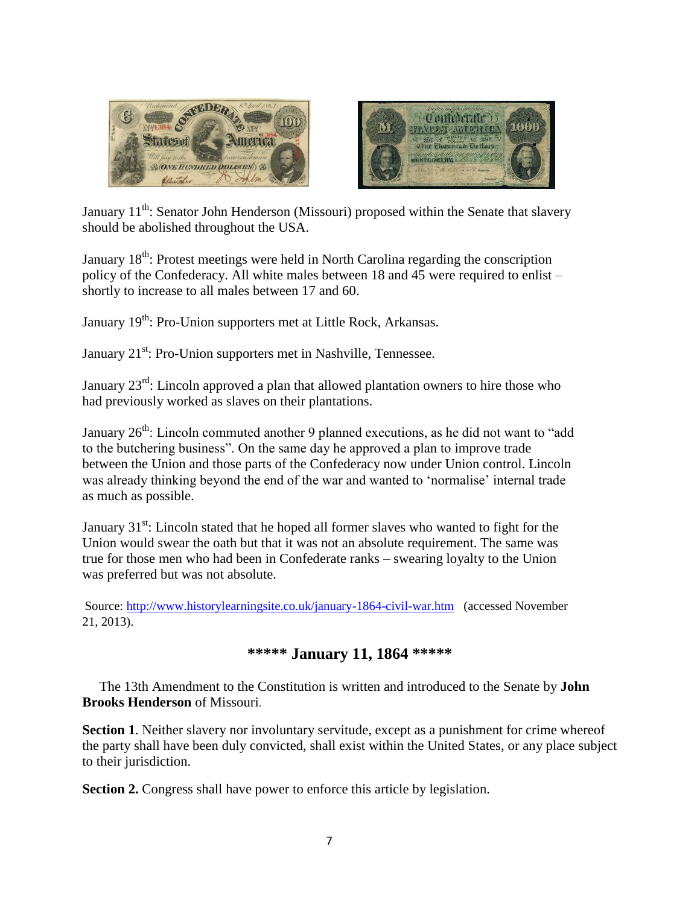January 11th: Senator John Henderson (Missouri) proposed within the Senate that slavery should be abolished throughout the USA.

January 18th: Protest meetings were held in North Carolina regarding the conscription policy of the Confederacy. All white males between 18 and 45 were required to enlist – shortly to increase to all males between 17 and 60.

January 19th: Pro-Union supporters met at Little Rock, Arkansas.

January 21st: Pro-Union supporters met in Nashville, Tennessee.

January 23rd: Lincoln approved a plan that allowed plantation owners to hire those who had previously worked as slaves on their plantations.

January 26th: Lincoln commuted another 9 planned executions, as he did not want to "add to the butchering business". On the same day he approved a plan to improve trade between the Union and those parts of the Confederacy now under Union control. Lincoln was already thinking beyond the end of the war and wanted to 'normalise' internal trade as much as possible.

January 31st: Lincoln stated that he hoped all former slaves who wanted to fight for the Union would swear the oath but that it was not an absolute requirement. The same was true for those men who had been in Confederate ranks – swearing loyalty to the Union was preferred but was not absolute.

Source: http://www.historylearningsite.co.uk/january-1864-civil-war.htm (accessed November 21, 2013).

## ***** January 11, 1864 *****

The 13th Amendment to the Constitution is written and introduced to the Senate by **John Brooks Henderson** of Missouri.

**Section 1**. Neither slavery nor involuntary servitude, except as a punishment for crime whereof the party shall have been duly convicted, shall exist within the United States, or any place subject to their jurisdiction.

**Section 2.** Congress shall have power to enforce this article by legislation.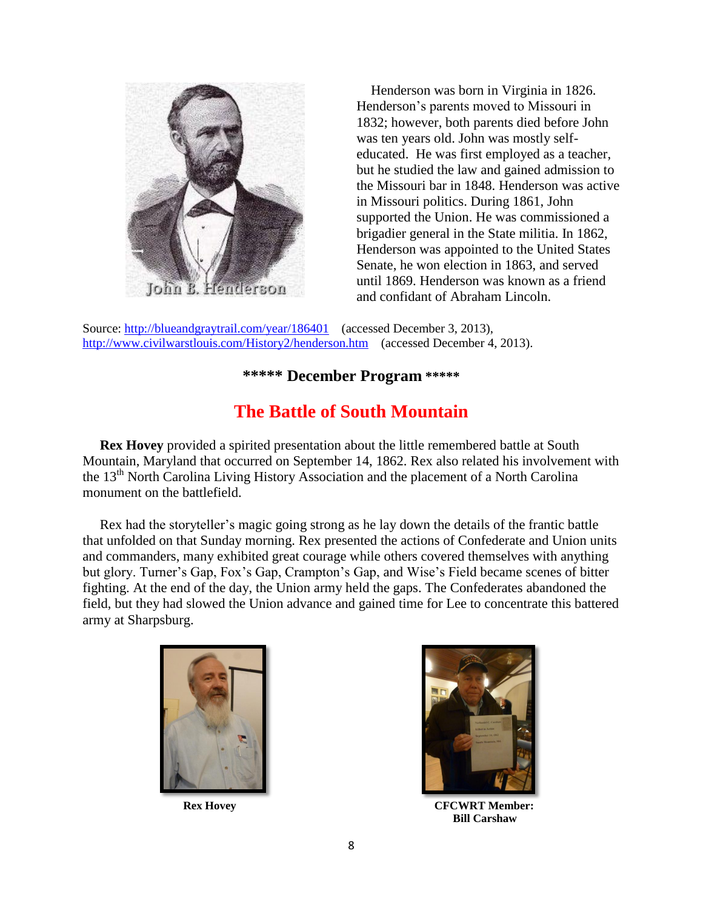John B. Henderson

Henderson was born in Virginia in 1826. Henderson's parents moved to Missouri in 1832; however, both parents died before John was ten years old. John was mostly self-educated. He was first employed as a teacher, but he studied the law and gained admission to the Missouri bar in 1848. Henderson was active in Missouri politics. During 1861, John supported the Union. He was commissioned a brigadier general in the State militia. In 1862, Henderson was appointed to the United States Senate, he won election in 1863, and served until 1869. Henderson was known as a friend and confidant of Abraham Lincoln.

Source: http://blueandgraytrail.com/year/186401 (accessed December 3, 2013), http://www.civilwarstlouis.com/History2/henderson.htm (accessed December 4, 2013).

### ***** December Program *****

## The Battle of South Mountain

**Rex Hovey** provided a spirited presentation about the little remembered battle at South Mountain, Maryland that occurred on September 14, 1862. Rex also related his involvement with the 13th North Carolina Living History Association and the placement of a North Carolina monument on the battlefield.

Rex had the storyteller's magic going strong as he lay down the details of the frantic battle that unfolded on that Sunday morning. Rex presented the actions of Confederate and Union units and commanders, many exhibited great courage while others covered themselves with anything but glory. Turner's Gap, Fox's Gap, Crampton's Gap, and Wise's Field became scenes of bitter fighting. At the end of the day, the Union army held the gaps. The Confederates abandoned the field, but they had slowed the Union advance and gained time for Lee to concentrate this battered army at Sharpsburg.

**Rex Hovey**

**CFCWRT Member: Bill Carshaw**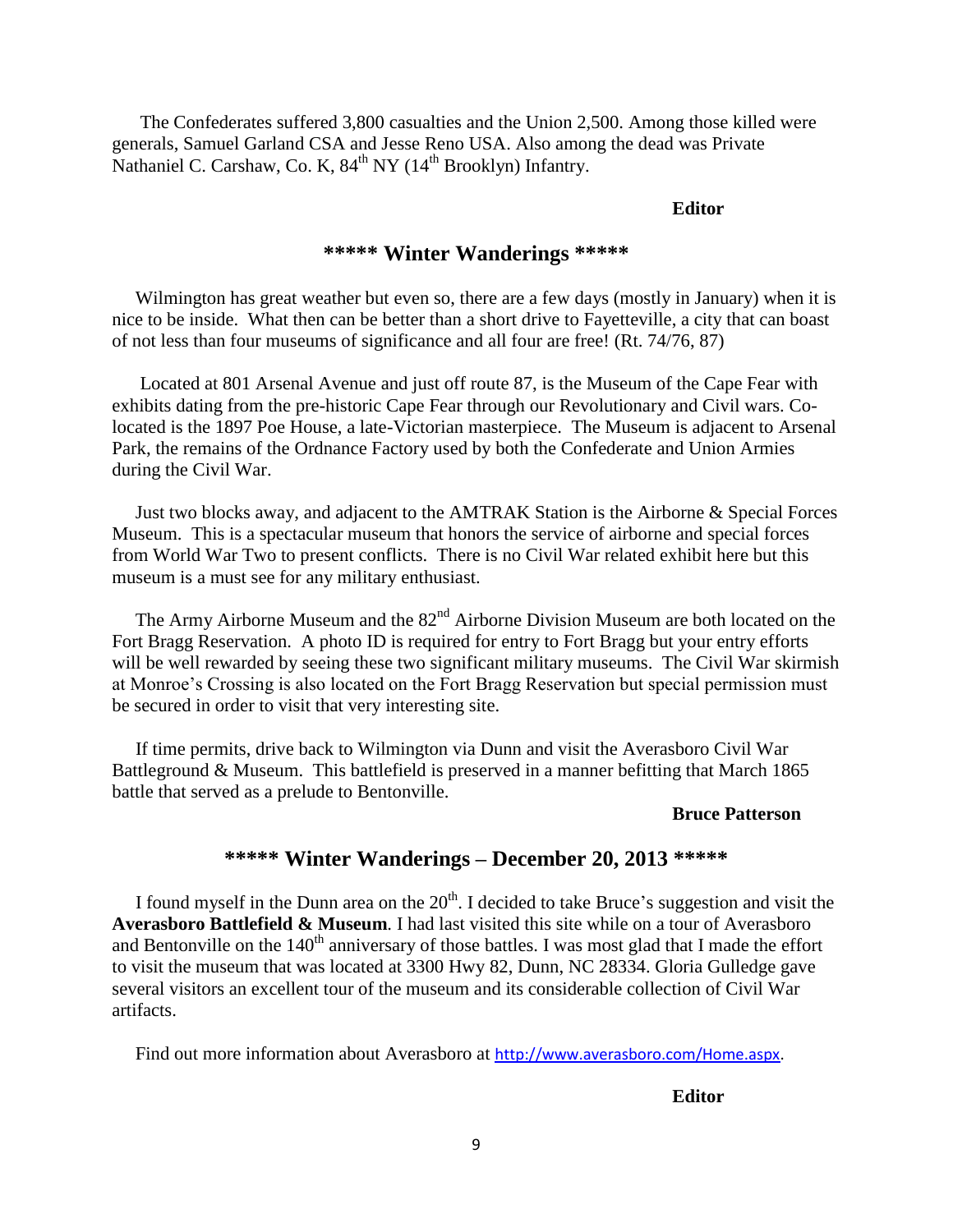The Confederates suffered 3,800 casualties and the Union 2,500. Among those killed were generals, Samuel Garland CSA and Jesse Reno USA. Also among the dead was Private Nathaniel C. Carshaw, Co. K, 84th NY (14th Brooklyn) Infantry.

**Editor**

## \*\*\*\*\* Winter Wanderings \*\*\*\*\*

Wilmington has great weather but even so, there are a few days (mostly in January) when it is nice to be inside. What then can be better than a short drive to Fayetteville, a city that can boast of not less than four museums of significance and all four are free! (Rt. 74/76, 87)

Located at 801 Arsenal Avenue and just off route 87, is the Museum of the Cape Fear with exhibits dating from the pre-historic Cape Fear through our Revolutionary and Civil wars. Co-located is the 1897 Poe House, a late-Victorian masterpiece. The Museum is adjacent to Arsenal Park, the remains of the Ordnance Factory used by both the Confederate and Union Armies during the Civil War.

Just two blocks away, and adjacent to the AMTRAK Station is the Airborne & Special Forces Museum. This is a spectacular museum that honors the service of airborne and special forces from World War Two to present conflicts. There is no Civil War related exhibit here but this museum is a must see for any military enthusiast.

The Army Airborne Museum and the 82nd Airborne Division Museum are both located on the Fort Bragg Reservation. A photo ID is required for entry to Fort Bragg but your entry efforts will be well rewarded by seeing these two significant military museums. The Civil War skirmish at Monroe's Crossing is also located on the Fort Bragg Reservation but special permission must be secured in order to visit that very interesting site.

If time permits, drive back to Wilmington via Dunn and visit the Averasboro Civil War Battleground & Museum. This battlefield is preserved in a manner befitting that March 1865 battle that served as a prelude to Bentonville.

**Bruce Patterson**

## \*\*\*\*\* Winter Wanderings – December 20, 2013 \*\*\*\*\*

I found myself in the Dunn area on the 20th. I decided to take Bruce's suggestion and visit the **Averasboro Battlefield & Museum**. I had last visited this site while on a tour of Averasboro and Bentonville on the 140th anniversary of those battles. I was most glad that I made the effort to visit the museum that was located at 3300 Hwy 82, Dunn, NC 28334. Gloria Gulledge gave several visitors an excellent tour of the museum and its considerable collection of Civil War artifacts.

Find out more information about Averasboro at http://www.averasboro.com/Home.aspx.

**Editor**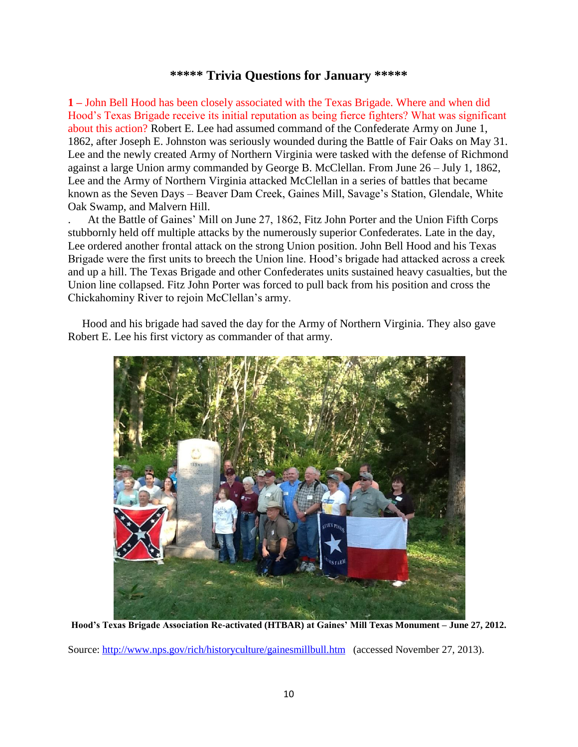## ***** Trivia Questions for January *****

**1** – John Bell Hood has been closely associated with the Texas Brigade. Where and when did Hood's Texas Brigade receive its initial reputation as being fierce fighters? What was significant about this action? Robert E. Lee had assumed command of the Confederate Army on June 1, 1862, after Joseph E. Johnston was seriously wounded during the Battle of Fair Oaks on May 31. Lee and the newly created Army of Northern Virginia were tasked with the defense of Richmond against a large Union army commanded by George B. McClellan. From June 26 – July 1, 1862, Lee and the Army of Northern Virginia attacked McClellan in a series of battles that became known as the Seven Days – Beaver Dam Creek, Gaines Mill, Savage's Station, Glendale, White Oak Swamp, and Malvern Hill.

. At the Battle of Gaines' Mill on June 27, 1862, Fitz John Porter and the Union Fifth Corps stubbornly held off multiple attacks by the numerously superior Confederates. Late in the day, Lee ordered another frontal attack on the strong Union position. John Bell Hood and his Texas Brigade were the first units to breech the Union line. Hood's brigade had attacked across a creek and up a hill. The Texas Brigade and other Confederates units sustained heavy casualties, but the Union line collapsed. Fitz John Porter was forced to pull back from his position and cross the Chickahominy River to rejoin McClellan's army.

Hood and his brigade had saved the day for the Army of Northern Virginia. They also gave Robert E. Lee his first victory as commander of that army.

**Hood's Texas Brigade Association Re-activated (HTBAR) at Gaines' Mill Texas Monument – June 27, 2012.**

Source: http://www.nps.gov/rich/historyculture/gainesmillbull.htm (accessed November 27, 2013).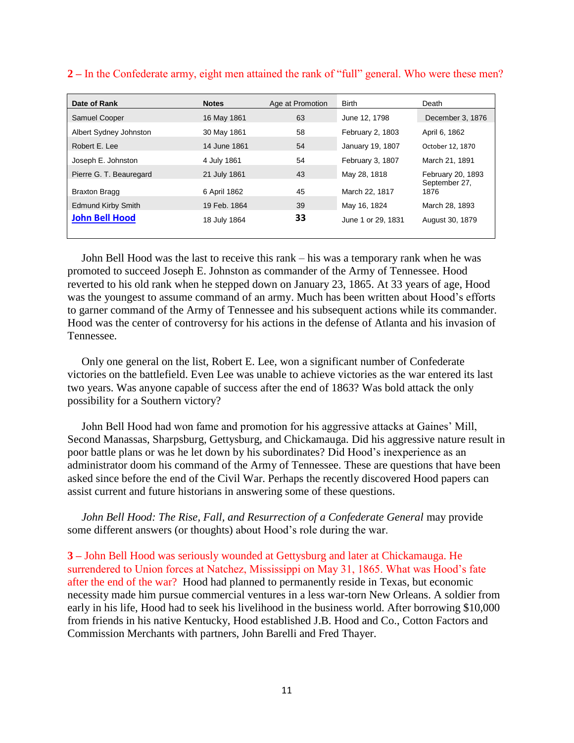**2 –** In the Confederate army, eight men attained the rank of "full" general. Who were these men?

| Date of Rank | Notes | Age at Promotion | Birth | Death |
|---|---|---|---|---|
| Samuel Cooper | 16 May 1861 | 63 | June 12, 1798 | December 3, 1876 |
| Albert Sydney Johnston | 30 May 1861 | 58 | February 2, 1803 | April 6, 1862 |
| Robert E. Lee | 14 June 1861 | 54 | January 19, 1807 | October 12, 1870 |
| Joseph E. Johnston | 4 July 1861 | 54 | February 3, 1807 | March 21, 1891 |
| Pierre G. T. Beauregard | 21 July 1861 | 43 | May 28, 1818 | February 20, 1893 |
| Braxton Bragg | 6 April 1862 | 45 | March 22, 1817 | September 27, 1876 |
| Edmund Kirby Smith | 19 Feb. 1864 | 39 | May 16, 1824 | March 28, 1893 |
| John Bell Hood | 18 July 1864 | **33** | June 1 or 29, 1831 | August 30, 1879 |

John Bell Hood was the last to receive this rank – his was a temporary rank when he was promoted to succeed Joseph E. Johnston as commander of the Army of Tennessee. Hood reverted to his old rank when he stepped down on January 23, 1865. At 33 years of age, Hood was the youngest to assume command of an army. Much has been written about Hood's efforts to garner command of the Army of Tennessee and his subsequent actions while its commander. Hood was the center of controversy for his actions in the defense of Atlanta and his invasion of Tennessee.

Only one general on the list, Robert E. Lee, won a significant number of Confederate victories on the battlefield. Even Lee was unable to achieve victories as the war entered its last two years. Was anyone capable of success after the end of 1863? Was bold attack the only possibility for a Southern victory?

John Bell Hood had won fame and promotion for his aggressive attacks at Gaines' Mill, Second Manassas, Sharpsburg, Gettysburg, and Chickamauga. Did his aggressive nature result in poor battle plans or was he let down by his subordinates? Did Hood's inexperience as an administrator doom his command of the Army of Tennessee. These are questions that have been asked since before the end of the Civil War. Perhaps the recently discovered Hood papers can assist current and future historians in answering some of these questions.

*John Bell Hood: The Rise, Fall, and Resurrection of a Confederate General* may provide some different answers (or thoughts) about Hood's role during the war.

**3 –** John Bell Hood was seriously wounded at Gettysburg and later at Chickamauga. He surrendered to Union forces at Natchez, Mississippi on May 31, 1865. What was Hood's fate after the end of the war? Hood had planned to permanently reside in Texas, but economic necessity made him pursue commercial ventures in a less war-torn New Orleans. A soldier from early in his life, Hood had to seek his livelihood in the business world. After borrowing $10,000 from friends in his native Kentucky, Hood established J.B. Hood and Co., Cotton Factors and Commission Merchants with partners, John Barelli and Fred Thayer.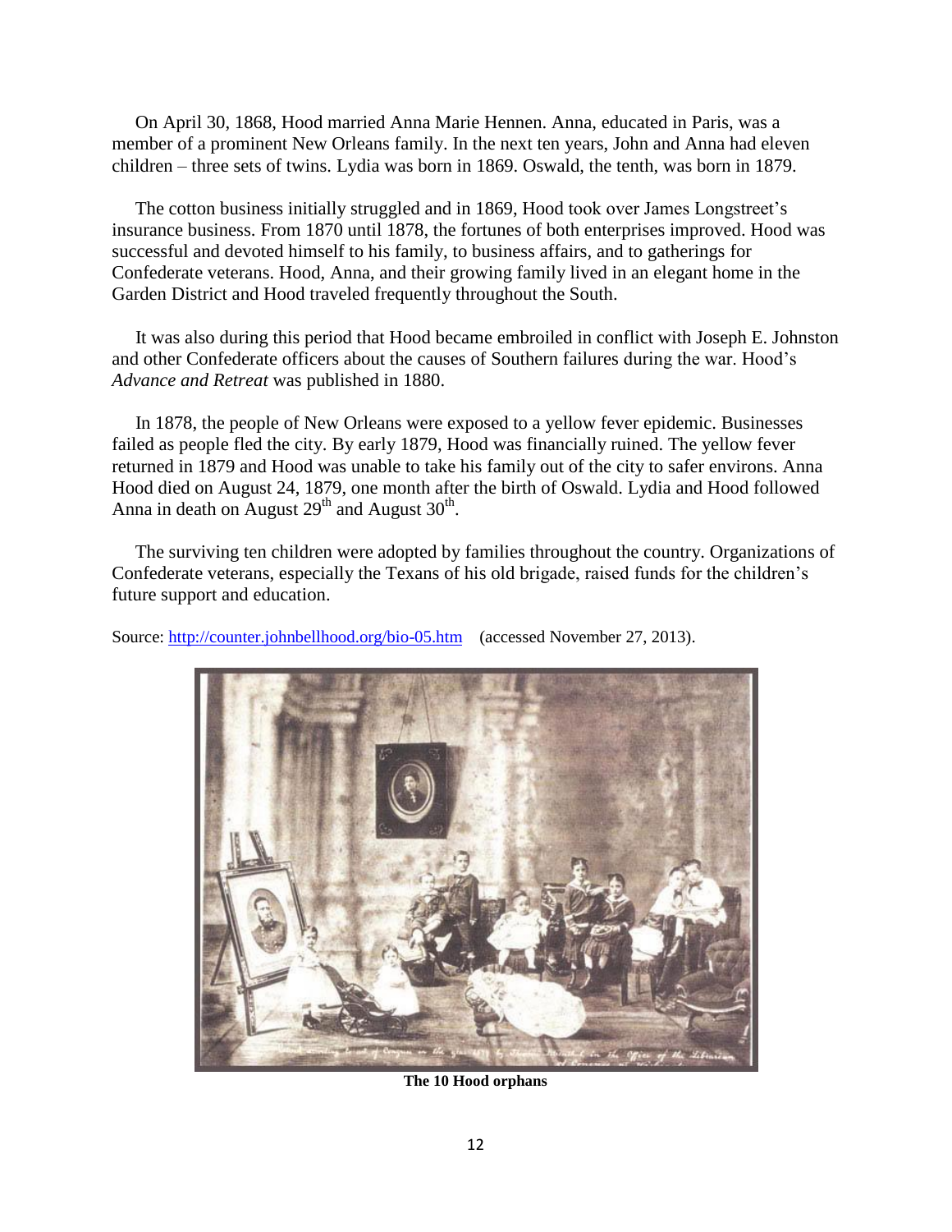On April 30, 1868, Hood married Anna Marie Hennen. Anna, educated in Paris, was a member of a prominent New Orleans family. In the next ten years, John and Anna had eleven children – three sets of twins. Lydia was born in 1869. Oswald, the tenth, was born in 1879.

The cotton business initially struggled and in 1869, Hood took over James Longstreet's insurance business. From 1870 until 1878, the fortunes of both enterprises improved. Hood was successful and devoted himself to his family, to business affairs, and to gatherings for Confederate veterans. Hood, Anna, and their growing family lived in an elegant home in the Garden District and Hood traveled frequently throughout the South.

It was also during this period that Hood became embroiled in conflict with Joseph E. Johnston and other Confederate officers about the causes of Southern failures during the war. Hood's *Advance and Retreat* was published in 1880.

In 1878, the people of New Orleans were exposed to a yellow fever epidemic. Businesses failed as people fled the city. By early 1879, Hood was financially ruined. The yellow fever returned in 1879 and Hood was unable to take his family out of the city to safer environs. Anna Hood died on August 24, 1879, one month after the birth of Oswald. Lydia and Hood followed Anna in death on August 29th and August 30th.

The surviving ten children were adopted by families throughout the country. Organizations of Confederate veterans, especially the Texans of his old brigade, raised funds for the children's future support and education.

Source: http://counter.johnbellhood.org/bio-05.htm (accessed November 27, 2013).

**The 10 Hood orphans**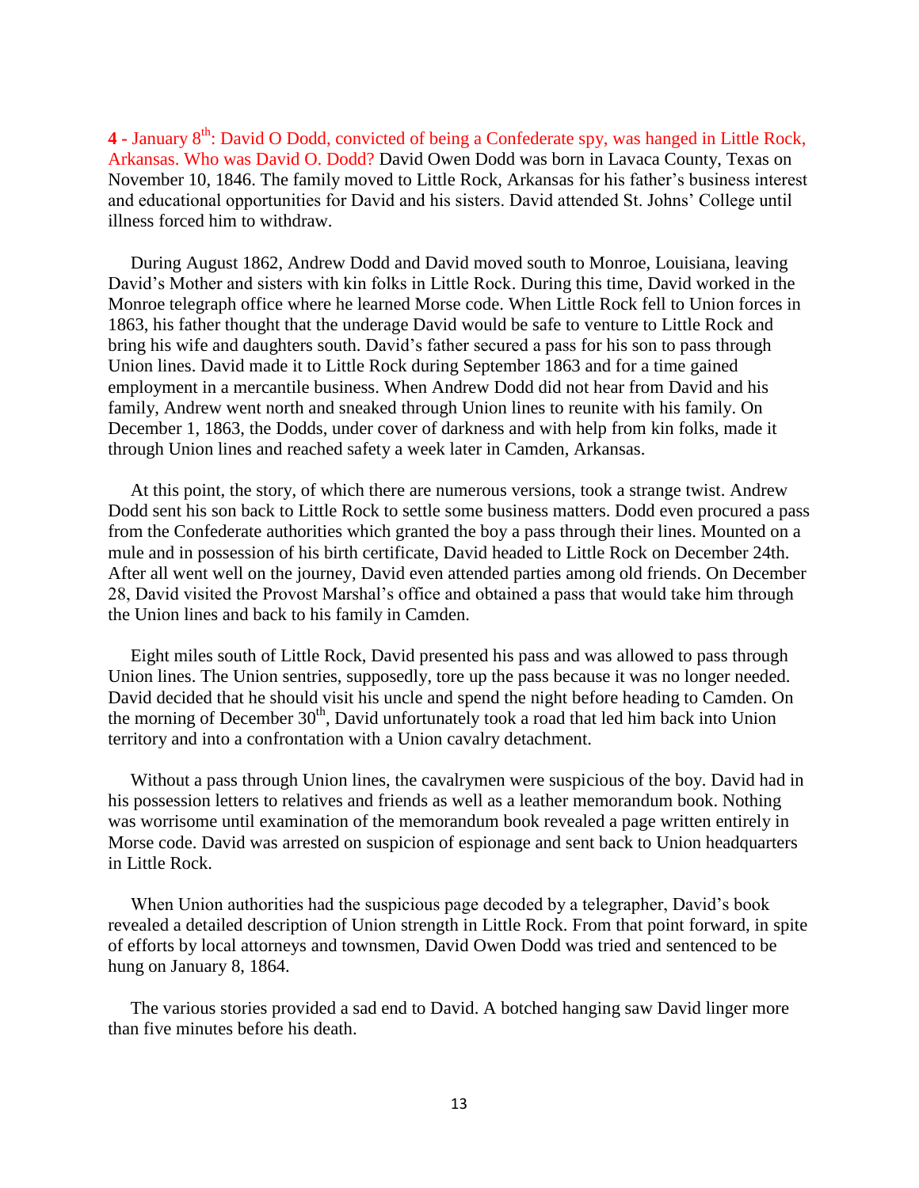**4 -** January 8th: David O Dodd, convicted of being a Confederate spy, was hanged in Little Rock, Arkansas. Who was David O. Dodd? David Owen Dodd was born in Lavaca County, Texas on November 10, 1846. The family moved to Little Rock, Arkansas for his father's business interest and educational opportunities for David and his sisters. David attended St. Johns' College until illness forced him to withdraw.

During August 1862, Andrew Dodd and David moved south to Monroe, Louisiana, leaving David's Mother and sisters with kin folks in Little Rock. During this time, David worked in the Monroe telegraph office where he learned Morse code. When Little Rock fell to Union forces in 1863, his father thought that the underage David would be safe to venture to Little Rock and bring his wife and daughters south. David's father secured a pass for his son to pass through Union lines. David made it to Little Rock during September 1863 and for a time gained employment in a mercantile business. When Andrew Dodd did not hear from David and his family, Andrew went north and sneaked through Union lines to reunite with his family. On December 1, 1863, the Dodds, under cover of darkness and with help from kin folks, made it through Union lines and reached safety a week later in Camden, Arkansas.

At this point, the story, of which there are numerous versions, took a strange twist. Andrew Dodd sent his son back to Little Rock to settle some business matters. Dodd even procured a pass from the Confederate authorities which granted the boy a pass through their lines. Mounted on a mule and in possession of his birth certificate, David headed to Little Rock on December 24th. After all went well on the journey, David even attended parties among old friends. On December 28, David visited the Provost Marshal's office and obtained a pass that would take him through the Union lines and back to his family in Camden.

Eight miles south of Little Rock, David presented his pass and was allowed to pass through Union lines. The Union sentries, supposedly, tore up the pass because it was no longer needed. David decided that he should visit his uncle and spend the night before heading to Camden. On the morning of December 30th, David unfortunately took a road that led him back into Union territory and into a confrontation with a Union cavalry detachment.

Without a pass through Union lines, the cavalrymen were suspicious of the boy. David had in his possession letters to relatives and friends as well as a leather memorandum book. Nothing was worrisome until examination of the memorandum book revealed a page written entirely in Morse code. David was arrested on suspicion of espionage and sent back to Union headquarters in Little Rock.

When Union authorities had the suspicious page decoded by a telegrapher, David's book revealed a detailed description of Union strength in Little Rock. From that point forward, in spite of efforts by local attorneys and townsmen, David Owen Dodd was tried and sentenced to be hung on January 8, 1864.

The various stories provided a sad end to David. A botched hanging saw David linger more than five minutes before his death.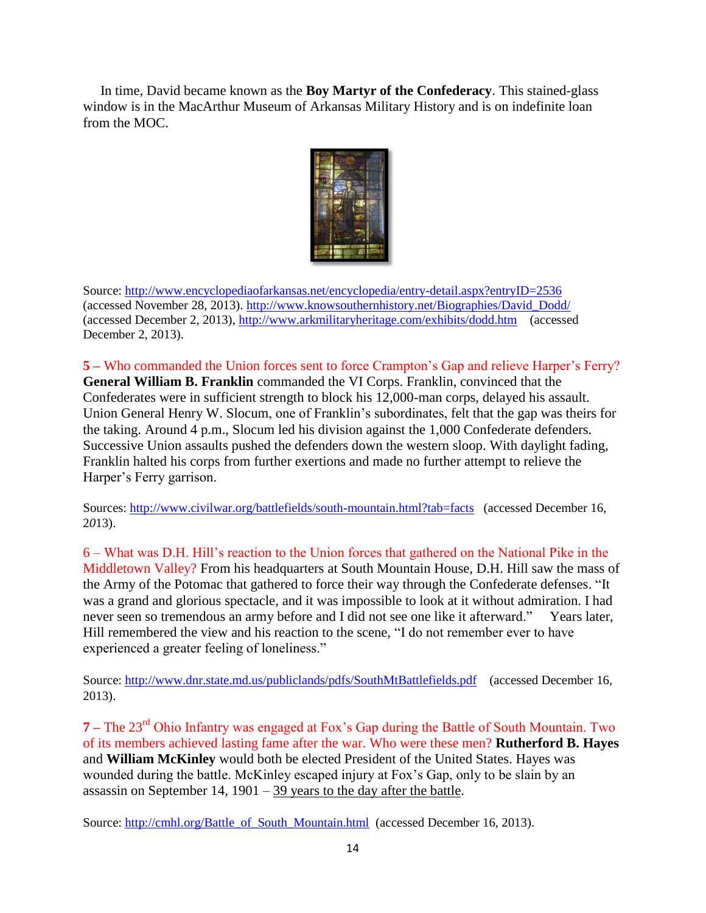In time, David became known as the **Boy Martyr of the Confederacy**. This stained-glass window is in the MacArthur Museum of Arkansas Military History and is on indefinite loan from the MOC.

Source: http://www.encyclopediaofarkansas.net/encyclopedia/entry-detail.aspx?entryID=2536 (accessed November 28, 2013). http://www.knowsouthernhistory.net/Biographies/David_Dodd/ (accessed December 2, 2013), http://www.arkmilitaryheritage.com/exhibits/dodd.htm (accessed December 2, 2013).

**5 –** Who commanded the Union forces sent to force Crampton's Gap and relieve Harper's Ferry? **General William B. Franklin** commanded the VI Corps. Franklin, convinced that the Confederates were in sufficient strength to block his 12,000-man corps, delayed his assault. Union General Henry W. Slocum, one of Franklin's subordinates, felt that the gap was theirs for the taking. Around 4 p.m., Slocum led his division against the 1,000 Confederate defenders. Successive Union assaults pushed the defenders down the western sloop. With daylight fading, Franklin halted his corps from further exertions and made no further attempt to relieve the Harper's Ferry garrison.

Sources: http://www.civilwar.org/battlefields/south-mountain.html?tab=facts (accessed December 16, 2013).

6 – What was D.H. Hill's reaction to the Union forces that gathered on the National Pike in the Middletown Valley? From his headquarters at South Mountain House, D.H. Hill saw the mass of the Army of the Potomac that gathered to force their way through the Confederate defenses. "It was a grand and glorious spectacle, and it was impossible to look at it without admiration. I had never seen so tremendous an army before and I did not see one like it afterward." Years later, Hill remembered the view and his reaction to the scene, "I do not remember ever to have experienced a greater feeling of loneliness."

Source: http://www.dnr.state.md.us/publiclands/pdfs/SouthMtBattlefields.pdf (accessed December 16, 2013).

**7 –** The 23rd Ohio Infantry was engaged at Fox's Gap during the Battle of South Mountain. Two of its members achieved lasting fame after the war. Who were these men? **Rutherford B. Hayes** and **William McKinley** would both be elected President of the United States. Hayes was wounded during the battle. McKinley escaped injury at Fox's Gap, only to be slain by an assassin on September 14, 1901 – 39 years to the day after the battle.

Source: http://cmhl.org/Battle_of_South_Mountain.html (accessed December 16, 2013).